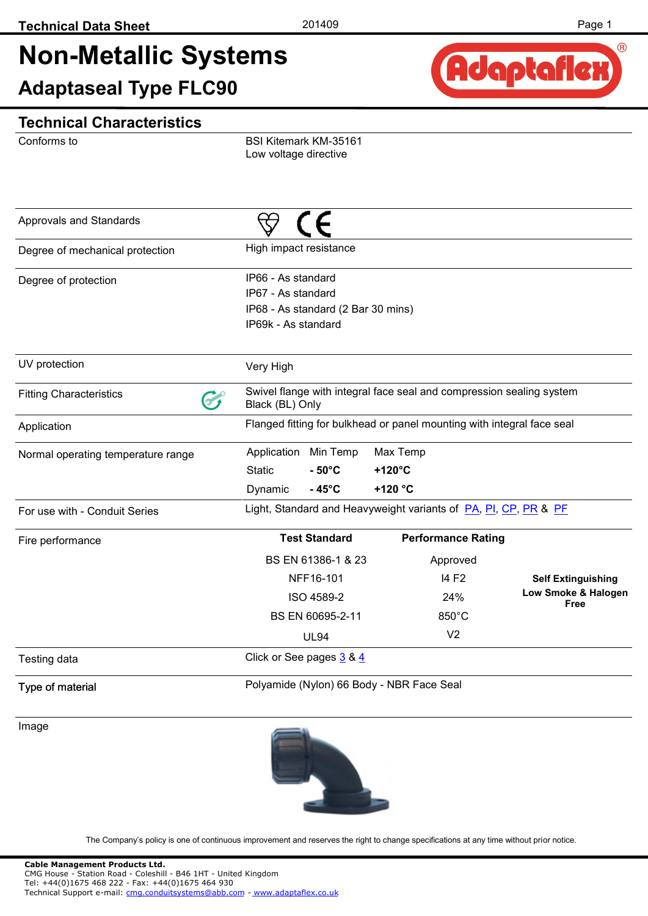# Non-Metallic Systems

## Adaptaseal Type FLC90

## Technical Characteristics

| | |
|---|---|
| Conforms to | BSI Kitemark KM-35161<br>Low voltage directive |
| Approvals and Standards | |
| Degree of mechanical protection | High impact resistance |
| Degree of protection | IP66 - As standard<br>IP67 - As standard<br>IP68 - As standard (2 Bar 30 mins)<br>IP69k - As standard |
| UV protection | Very High |
| Fitting Characteristics | Swivel flange with integral face seal and compression sealing system<br>Black (BL) Only |
| Application | Flanged fitting for bulkhead or panel mounting with integral face seal |
| Normal operating temperature range | |
| For use with - Conduit Series | Light, Standard and Heavyweight variants of PA, PI, CP, PR & PF |
| Fire performance | |
| Testing data | Click or See pages 3 & 4 |
| Type of material | Polyamide (Nylon) 66 Body - NBR Face Seal |
| Image | |

**Normal operating temperature range**

| Application | Min Temp | Max Temp |
|---|---|---|
| Static | **- 50°C** | **+120°C** |
| Dynamic | **- 45°C** | **+120 °C** |

**Fire performance**

| Test Standard | Performance Rating | |
|---|---|---|
| BS EN 61386-1 & 23 | Approved | |
| NFF16-101 | I4 F2 | **Self Extinguishing** |
| ISO 4589-2 | 24% | **Low Smoke & Halogen Free** |
| BS EN 60695-2-11 | 850°C | |
| UL94 | V2 | |

The Company's policy is one of continuous improvement and reserves the right to change specifications at any time without prior notice.

**Cable Management Products Ltd.**
CMG House - Station Road - Coleshill - B46 1HT - United Kingdom
Tel: +44(0)1675 468 222 - Fax: +44(0)1675 464 930
Technical Support e-mail: cmg.conduitsystems@abb.com - www.adaptaflex.co.uk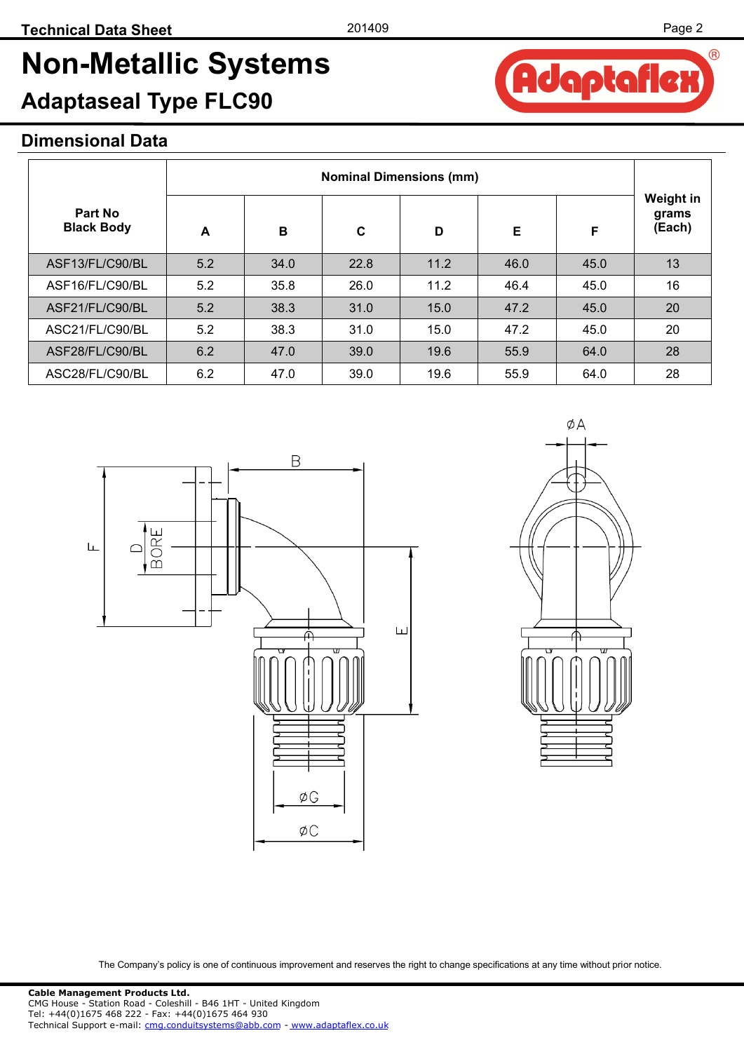# Non-Metallic Systems

## Adaptaseal Type FLC90

### Dimensional Data

| Part No Black Body | Nominal Dimensions (mm) | | | | | | Weight in grams (Each) |
|---|---|---|---|---|---|---|---|
| | A | B | C | D | E | F | |
| ASF13/FL/C90/BL | 5.2 | 34.0 | 22.8 | 11.2 | 46.0 | 45.0 | 13 |
| ASF16/FL/C90/BL | 5.2 | 35.8 | 26.0 | 11.2 | 46.4 | 45.0 | 16 |
| ASF21/FL/C90/BL | 5.2 | 38.3 | 31.0 | 15.0 | 47.2 | 45.0 | 20 |
| ASC21/FL/C90/BL | 5.2 | 38.3 | 31.0 | 15.0 | 47.2 | 45.0 | 20 |
| ASF28/FL/C90/BL | 6.2 | 47.0 | 39.0 | 19.6 | 55.9 | 64.0 | 28 |
| ASC28/FL/C90/BL | 6.2 | 47.0 | 39.0 | 19.6 | 55.9 | 64.0 | 28 |

The Company's policy is one of continuous improvement and reserves the right to change specifications at any time without prior notice.

**Cable Management Products Ltd.**
CMG House - Station Road - Coleshill - B46 1HT - United Kingdom
Tel: +44(0)1675 468 222 - Fax: +44(0)1675 464 930
Technical Support e-mail: cmg.conduitsystems@abb.com - www.adaptaflex.co.uk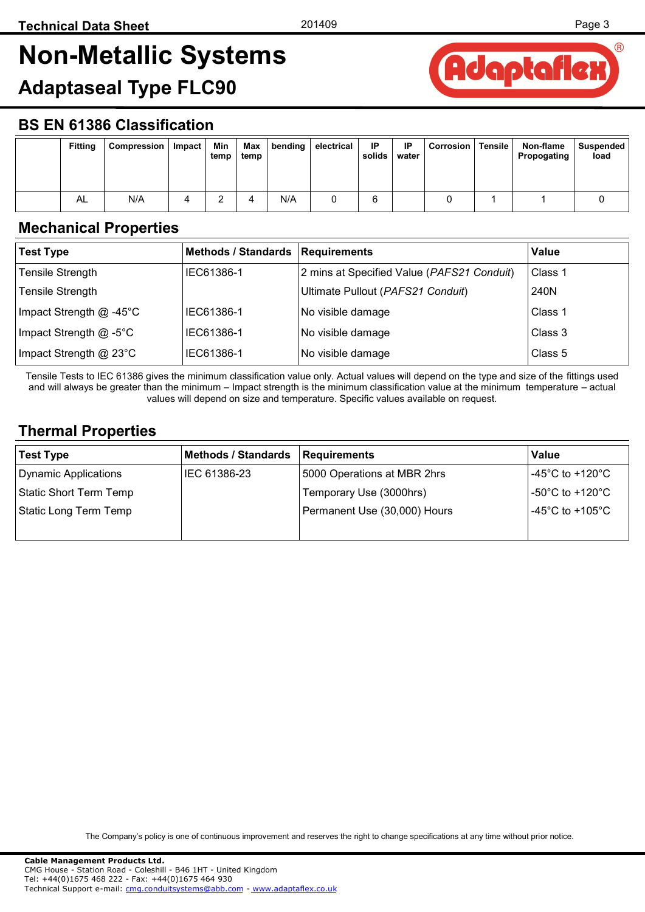# Non-Metallic Systems

## Adaptaseal Type FLC90

### BS EN 61386 Classification

| | Fitting | Compression | Impact | Min temp | Max temp | bending | electrical | IP solids | IP water | Corrosion | Tensile | Non-flame Propogating | Suspended load |
|---|---|---|---|---|---|---|---|---|---|---|---|---|---|
| | AL | N/A | 4 | 2 | 4 | N/A | 0 | 6 | | 0 | 1 | 1 | 0 |

### Mechanical Properties

| Test Type | Methods / Standards | Requirements | Value |
|---|---|---|---|
| Tensile Strength | IEC61386-1 | 2 mins at Specified Value (*PAFS21 Conduit*) | Class 1 |
| Tensile Strength | | Ultimate Pullout (*PAFS21 Conduit*) | 240N |
| Impact Strength @ -45°C | IEC61386-1 | No visible damage | Class 1 |
| Impact Strength @ -5°C | IEC61386-1 | No visible damage | Class 3 |
| Impact Strength @ 23°C | IEC61386-1 | No visible damage | Class 5 |

Tensile Tests to IEC 61386 gives the minimum classification value only. Actual values will depend on the type and size of the fittings used and will always be greater than the minimum – Impact strength is the minimum classification value at the minimum temperature – actual values will depend on size and temperature. Specific values available on request.

### Thermal Properties

| Test Type | Methods / Standards | Requirements | Value |
|---|---|---|---|
| Dynamic Applications | IEC 61386-23 | 5000 Operations at MBR 2hrs | -45°C to +120°C |
| Static Short Term Temp | | Temporary Use (3000hrs) | -50°C to +120°C |
| Static Long Term Temp | | Permanent Use (30,000) Hours | -45°C to +105°C |

The Company's policy is one of continuous improvement and reserves the right to change specifications at any time without prior notice.

**Cable Management Products Ltd.**
CMG House - Station Road - Coleshill - B46 1HT - United Kingdom
Tel: +44(0)1675 468 222 - Fax: +44(0)1675 464 930
Technical Support e-mail: cmg.conduitsystems@abb.com - www.adaptaflex.co.uk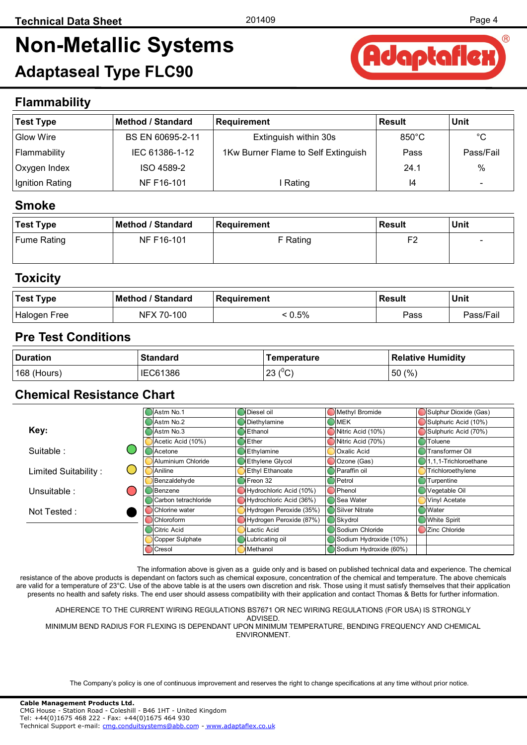# Non-Metallic Systems

## Adaptaseal Type FLC90

## Flammability

| Test Type | Method / Standard | Requirement | Result | Unit |
|---|---|---|---|---|
| Glow Wire | BS EN 60695-2-11 | Extinguish within 30s | 850°C | °C |
| Flammability | IEC 61386-1-12 | 1Kw Burner Flame to Self Extinguish | Pass | Pass/Fail |
| Oxygen Index | ISO 4589-2 | | 24.1 | % |
| Ignition Rating | NF F16-101 | I Rating | I4 | - |

## Smoke

| Test Type | Method / Standard | Requirement | Result | Unit |
|---|---|---|---|---|
| Fume Rating | NF F16-101 | F Rating | F2 | - |

## Toxicity

| Test Type | Method / Standard | Requirement | Result | Unit |
|---|---|---|---|---|
| Halogen Free | NFX 70-100 | < 0.5% | Pass | Pass/Fail |

## Pre Test Conditions

| Duration | Standard | Temperature | Relative Humidity |
|---|---|---|---|
| 168 (Hours) | IEC61386 | 23 ($^{0}$C) | 50 (%) |

## Chemical Resistance Chart

**Key:**

- Suitable : (green)
- Limited Suitability : (yellow)
- Unsuitable : (red)
- Not Tested : (black)

| Chemical | Rating | Chemical | Rating | Chemical | Rating | Chemical | Rating |
|---|---|---|---|---|---|---|---|
| Astm No.1 | Suitable | Diesel oil | Suitable | Methyl Bromide | Unsuitable | Sulphur Dioxide (Gas) | Unsuitable |
| Astm No.2 | Suitable | Diethylamine | Suitable | MEK | Unsuitable | Sulphuric Acid (10%) | Unsuitable |
| Astm No.3 | Suitable | Ethanol | Suitable | Nitric Acid (10%) | Unsuitable | Sulphuric Acid (70%) | Unsuitable |
| Acetic Acid (10%) | Limited Suitability | Ether | Suitable | Nitric Acid (70%) | Unsuitable | Toluene | Suitable |
| Acetone | Suitable | Ethylamine | Suitable | Oxalic Acid | Limited Suitability | Transformer Oil | Suitable |
| Aluminium Chloride | Limited Suitability | Ethylene Glycol | Suitable | Ozone (Gas) | Unsuitable | 1,1,1-Trichloroethane | Suitable |
| Aniline | Limited Suitability | Ethyl Ethanoate | Limited Suitability | Paraffin oil | Suitable | Trichloroethylene | Limited Suitability |
| Benzaldehyde | Limited Suitability | Freon 32 | Suitable | Petrol | Suitable | Turpentine | Suitable |
| Benzene | Suitable | Hydrochloric Acid (10%) | Unsuitable | Phenol | Unsuitable | Vegetable Oil | Suitable |
| Carbon tetrachloride | Suitable | Hydrochloric Acid (36%) | Unsuitable | Sea Water | Suitable | Vinyl Acetate | Limited Suitability |
| Chlorine water | Unsuitable | Hydrogen Peroxide (35%) | Limited Suitability | Silver Nitrate | Suitable | Water | Suitable |
| Chloroform | Unsuitable | Hydrogen Peroxide (87%) | Unsuitable | Skydrol | Suitable | White Spirit | Suitable |
| Citric Acid | Suitable | Lactic Acid | Limited Suitability | Sodium Chloride | Suitable | Zinc Chloride | Unsuitable |
| Copper Sulphate | Limited Suitability | Lubricating oil | Limited Suitability | Sodium Hydroxide (10%) | Suitable | | |
| Cresol | Unsuitable | Methanol | Limited Suitability | Sodium Hydroxide (60%) | Suitable | | |

The information above is given as a guide only and is based on published technical data and experience. The chemical resistance of the above products is dependant on factors such as chemical exposure, concentration of the chemical and temperature. The above chemicals are valid for a temperature of 23°C. Use of the above table is at the users own discretion and risk. Those using it must satisfy themselves that their application presents no health and safety risks. The end user should assess compatibility with their application and contact Thomas & Betts for further information.

ADHERENCE TO THE CURRENT WIRING REGULATIONS BS7671 OR NEC WIRING REGULATIONS (FOR USA) IS STRONGLY ADVISED.
MINIMUM BEND RADIUS FOR FLEXING IS DEPENDANT UPON MINIMUM TEMPERATURE, BENDING FREQUENCY AND CHEMICAL ENVIRONMENT.

The Company's policy is one of continuous improvement and reserves the right to change specifications at any time without prior notice.

**Cable Management Products Ltd.**
CMG House - Station Road - Coleshill - B46 1HT - United Kingdom
Tel: +44(0)1675 468 222 - Fax: +44(0)1675 464 930
Technical Support e-mail: cmg.conduitsystems@abb.com - www.adaptaflex.co.uk